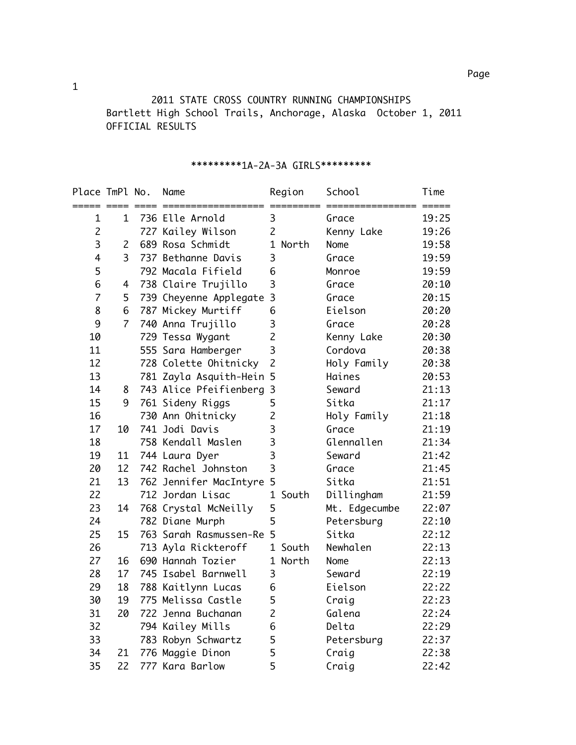# 2011 STATE CROSS COUNTRY RUNNING CHAMPIONSHIPS

Bartlett High School Trails, Anchorage, Alaska October 1, 2011

OFFICIAL RESULTS

## *********1A-2A-3A GIRLS*********

| Place | TmPl | No. | Name | Region | School | Time |
|---|---|---|---|---|---|---|
| 1 | 1 | 736 | Elle Arnold | 3 | Grace | 19:25 |
| 2 | | 727 | Kailey Wilson | 2 | Kenny Lake | 19:26 |
| 3 | 2 | 689 | Rosa Schmidt | 1 North | Nome | 19:58 |
| 4 | 3 | 737 | Bethanne Davis | 3 | Grace | 19:59 |
| 5 | | 792 | Macala Fifield | 6 | Monroe | 19:59 |
| 6 | 4 | 738 | Claire Trujillo | 3 | Grace | 20:10 |
| 7 | 5 | 739 | Cheyenne Applegate | 3 | Grace | 20:15 |
| 8 | 6 | 787 | Mickey Murtiff | 6 | Eielson | 20:20 |
| 9 | 7 | 740 | Anna Trujillo | 3 | Grace | 20:28 |
| 10 | | 729 | Tessa Wygant | 2 | Kenny Lake | 20:30 |
| 11 | | 555 | Sara Hamberger | 3 | Cordova | 20:38 |
| 12 | | 728 | Colette Ohitnicky | 2 | Holy Family | 20:38 |
| 13 | | 781 | Zayla Asquith-Hein | 5 | Haines | 20:53 |
| 14 | 8 | 743 | Alice Pfeifienberg | 3 | Seward | 21:13 |
| 15 | 9 | 761 | Sideny Riggs | 5 | Sitka | 21:17 |
| 16 | | 730 | Ann Ohitnicky | 2 | Holy Family | 21:18 |
| 17 | 10 | 741 | Jodi Davis | 3 | Grace | 21:19 |
| 18 | | 758 | Kendall Maslen | 3 | Glennallen | 21:34 |
| 19 | 11 | 744 | Laura Dyer | 3 | Seward | 21:42 |
| 20 | 12 | 742 | Rachel Johnston | 3 | Grace | 21:45 |
| 21 | 13 | 762 | Jennifer MacIntyre | 5 | Sitka | 21:51 |
| 22 | | 712 | Jordan Lisac | 1 South | Dillingham | 21:59 |
| 23 | 14 | 768 | Crystal McNeilly | 5 | Mt. Edgecumbe | 22:07 |
| 24 | | 782 | Diane Murph | 5 | Petersburg | 22:10 |
| 25 | 15 | 763 | Sarah Rasmussen-Re | 5 | Sitka | 22:12 |
| 26 | | 713 | Ayla Rickteroff | 1 South | Newhalen | 22:13 |
| 27 | 16 | 690 | Hannah Tozier | 1 North | Nome | 22:13 |
| 28 | 17 | 745 | Isabel Barnwell | 3 | Seward | 22:19 |
| 29 | 18 | 788 | Kaitlynn Lucas | 6 | Eielson | 22:22 |
| 30 | 19 | 775 | Melissa Castle | 5 | Craig | 22:23 |
| 31 | 20 | 722 | Jenna Buchanan | 2 | Galena | 22:24 |
| 32 | | 794 | Kailey Mills | 6 | Delta | 22:29 |
| 33 | | 783 | Robyn Schwartz | 5 | Petersburg | 22:37 |
| 34 | 21 | 776 | Maggie Dinon | 5 | Craig | 22:38 |
| 35 | 22 | 777 | Kara Barlow | 5 | Craig | 22:42 |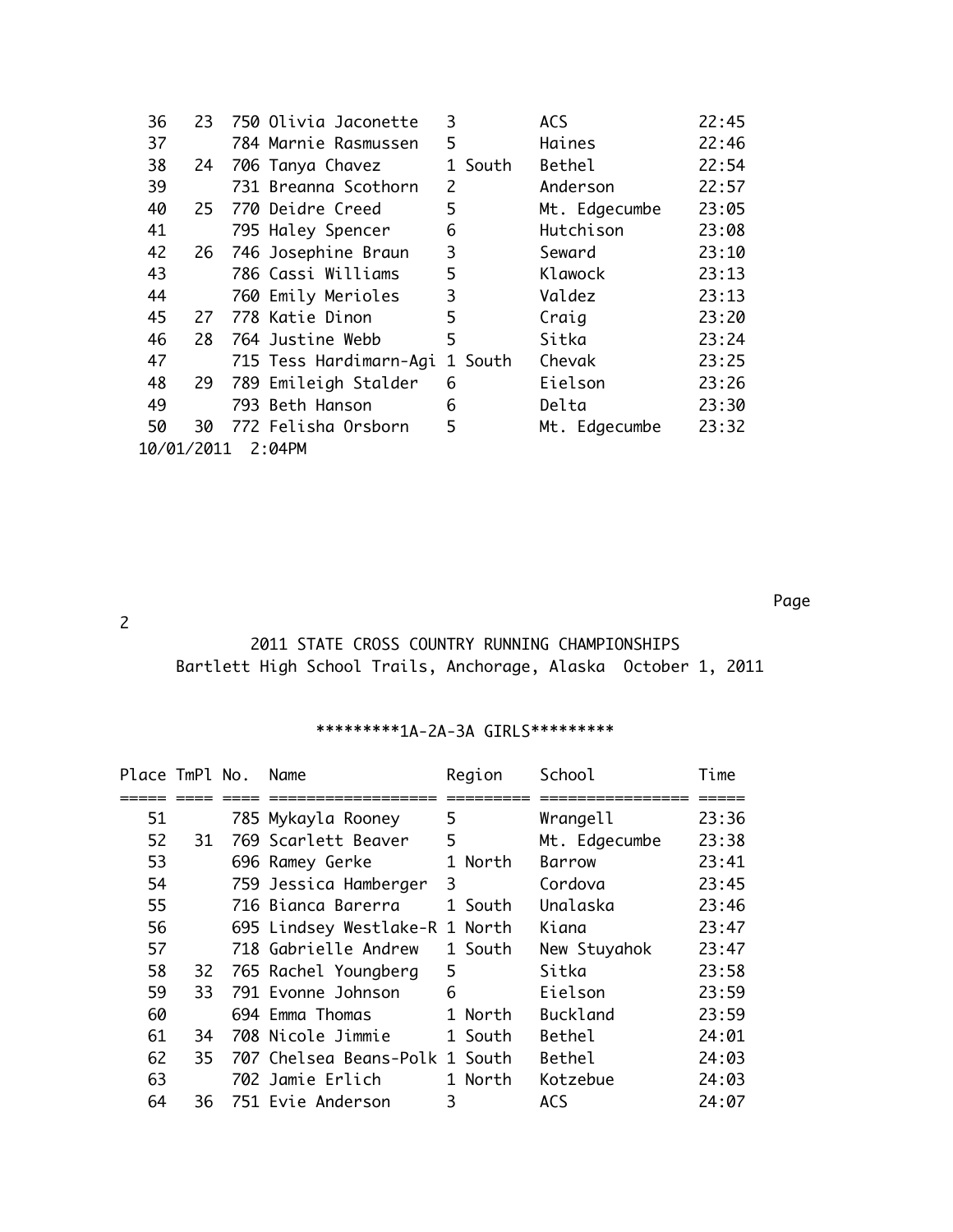| Place | TmPl | No. | Name | Region | School | Time |
|---|---|---|---|---|---|---|
| 36 | 23 | 750 | Olivia Jaconette | 3 | ACS | 22:45 |
| 37 | | 784 | Marnie Rasmussen | 5 | Haines | 22:46 |
| 38 | 24 | 706 | Tanya Chavez | 1 South | Bethel | 22:54 |
| 39 | | 731 | Breanna Scothorn | 2 | Anderson | 22:57 |
| 40 | 25 | 770 | Deidre Creed | 5 | Mt. Edgecumbe | 23:05 |
| 41 | | 795 | Haley Spencer | 6 | Hutchison | 23:08 |
| 42 | 26 | 746 | Josephine Braun | 3 | Seward | 23:10 |
| 43 | | 786 | Cassi Williams | 5 | Klawock | 23:13 |
| 44 | | 760 | Emily Merioles | 3 | Valdez | 23:13 |
| 45 | 27 | 778 | Katie Dinon | 5 | Craig | 23:20 |
| 46 | 28 | 764 | Justine Webb | 5 | Sitka | 23:24 |
| 47 | | 715 | Tess Hardimarn-Agi | 1 South | Chevak | 23:25 |
| 48 | 29 | 789 | Emileigh Stalder | 6 | Eielson | 23:26 |
| 49 | | 793 | Beth Hanson | 6 | Delta | 23:30 |
| 50 | 30 | 772 | Felisha Orsborn | 5 | Mt. Edgecumbe | 23:32 |

10/01/2011 2:04PM

2011 STATE CROSS COUNTRY RUNNING CHAMPIONSHIPS
Bartlett High School Trails, Anchorage, Alaska October 1, 2011

*********1A-2A-3A GIRLS*********

| Place | TmPl | No. | Name | Region | School | Time |
|---|---|---|---|---|---|---|
| 51 | | 785 | Mykayla Rooney | 5 | Wrangell | 23:36 |
| 52 | 31 | 769 | Scarlett Beaver | 5 | Mt. Edgecumbe | 23:38 |
| 53 | | 696 | Ramey Gerke | 1 North | Barrow | 23:41 |
| 54 | | 759 | Jessica Hamberger | 3 | Cordova | 23:45 |
| 55 | | 716 | Bianca Barerra | 1 South | Unalaska | 23:46 |
| 56 | | 695 | Lindsey Westlake-R | 1 North | Kiana | 23:47 |
| 57 | | 718 | Gabrielle Andrew | 1 South | New Stuyahok | 23:47 |
| 58 | 32 | 765 | Rachel Youngberg | 5 | Sitka | 23:58 |
| 59 | 33 | 791 | Evonne Johnson | 6 | Eielson | 23:59 |
| 60 | | 694 | Emma Thomas | 1 North | Buckland | 23:59 |
| 61 | 34 | 708 | Nicole Jimmie | 1 South | Bethel | 24:01 |
| 62 | 35 | 707 | Chelsea Beans-Polk | 1 South | Bethel | 24:03 |
| 63 | | 702 | Jamie Erlich | 1 North | Kotzebue | 24:03 |
| 64 | 36 | 751 | Evie Anderson | 3 | ACS | 24:07 |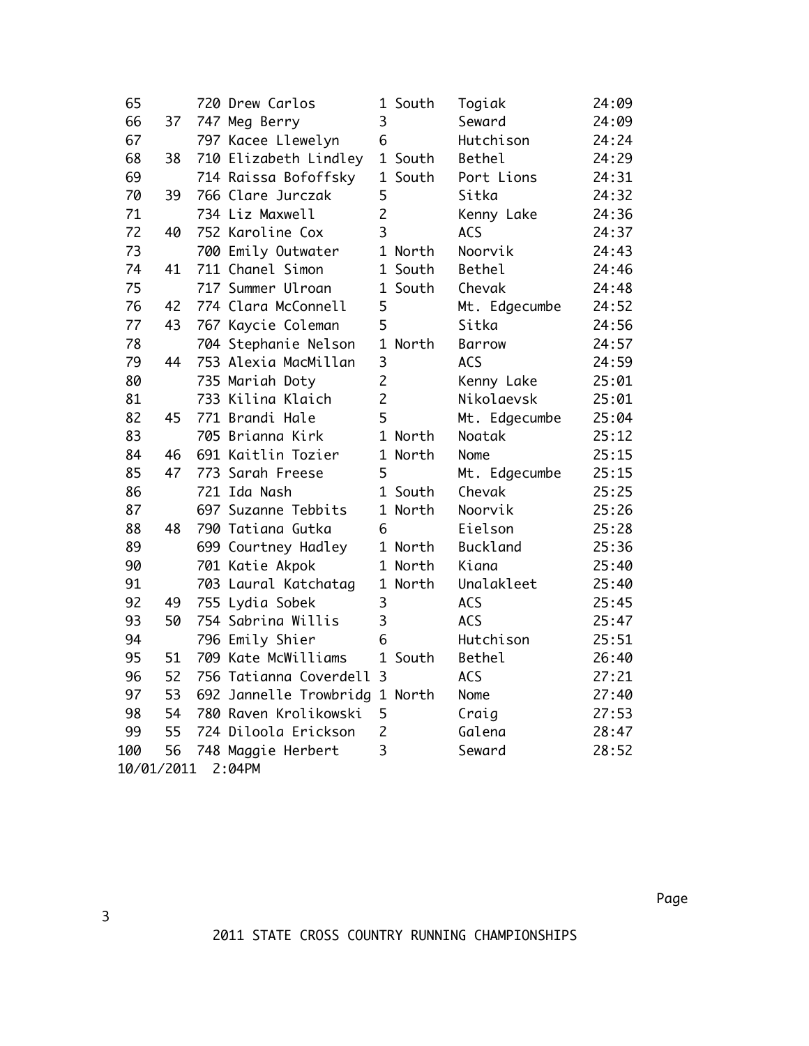| | | | | | | |
|---|---|---|---|---|---|---|
| 65 | | 720 | Drew Carlos | 1 South | Togiak | 24:09 |
| 66 | 37 | 747 | Meg Berry | 3 | Seward | 24:09 |
| 67 | | 797 | Kacee Llewelyn | 6 | Hutchison | 24:24 |
| 68 | 38 | 710 | Elizabeth Lindley | 1 South | Bethel | 24:29 |
| 69 | | 714 | Raissa Bofoffsky | 1 South | Port Lions | 24:31 |
| 70 | 39 | 766 | Clare Jurczak | 5 | Sitka | 24:32 |
| 71 | | 734 | Liz Maxwell | 2 | Kenny Lake | 24:36 |
| 72 | 40 | 752 | Karoline Cox | 3 | ACS | 24:37 |
| 73 | | 700 | Emily Outwater | 1 North | Noorvik | 24:43 |
| 74 | 41 | 711 | Chanel Simon | 1 South | Bethel | 24:46 |
| 75 | | 717 | Summer Ulroan | 1 South | Chevak | 24:48 |
| 76 | 42 | 774 | Clara McConnell | 5 | Mt. Edgecumbe | 24:52 |
| 77 | 43 | 767 | Kaycie Coleman | 5 | Sitka | 24:56 |
| 78 | | 704 | Stephanie Nelson | 1 North | Barrow | 24:57 |
| 79 | 44 | 753 | Alexia MacMillan | 3 | ACS | 24:59 |
| 80 | | 735 | Mariah Doty | 2 | Kenny Lake | 25:01 |
| 81 | | 733 | Kilina Klaich | 2 | Nikolaevsk | 25:01 |
| 82 | 45 | 771 | Brandi Hale | 5 | Mt. Edgecumbe | 25:04 |
| 83 | | 705 | Brianna Kirk | 1 North | Noatak | 25:12 |
| 84 | 46 | 691 | Kaitlin Tozier | 1 North | Nome | 25:15 |
| 85 | 47 | 773 | Sarah Freese | 5 | Mt. Edgecumbe | 25:15 |
| 86 | | 721 | Ida Nash | 1 South | Chevak | 25:25 |
| 87 | | 697 | Suzanne Tebbits | 1 North | Noorvik | 25:26 |
| 88 | 48 | 790 | Tatiana Gutka | 6 | Eielson | 25:28 |
| 89 | | 699 | Courtney Hadley | 1 North | Buckland | 25:36 |
| 90 | | 701 | Katie Akpok | 1 North | Kiana | 25:40 |
| 91 | | 703 | Laural Katchatag | 1 North | Unalakleet | 25:40 |
| 92 | 49 | 755 | Lydia Sobek | 3 | ACS | 25:45 |
| 93 | 50 | 754 | Sabrina Willis | 3 | ACS | 25:47 |
| 94 | | 796 | Emily Shier | 6 | Hutchison | 25:51 |
| 95 | 51 | 709 | Kate McWilliams | 1 South | Bethel | 26:40 |
| 96 | 52 | 756 | Tatianna Coverdell | 3 | ACS | 27:21 |
| 97 | 53 | 692 | Jannelle Trowbridg | 1 North | Nome | 27:40 |
| 98 | 54 | 780 | Raven Krolikowski | 5 | Craig | 27:53 |
| 99 | 55 | 724 | Diloola Erickson | 2 | Galena | 28:47 |
| 100 | 56 | 748 | Maggie Herbert | 3 | Seward | 28:52 |

10/01/2011 2:04PM

2011 STATE CROSS COUNTRY RUNNING CHAMPIONSHIPS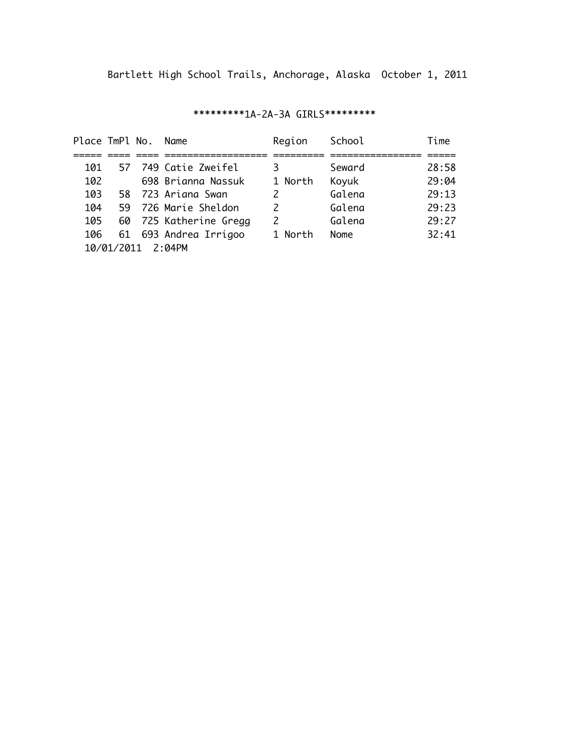Bartlett High School Trails, Anchorage, Alaska October 1, 2011

*********1A-2A-3A GIRLS*********

| Place | TmPl | No. | Name | Region | School | Time |
|---|---|---|---|---|---|---|
| 101 | 57 | 749 | Catie Zweifel | 3 | Seward | 28:58 |
| 102 | | 698 | Brianna Nassuk | 1 North | Koyuk | 29:04 |
| 103 | 58 | 723 | Ariana Swan | 2 | Galena | 29:13 |
| 104 | 59 | 726 | Marie Sheldon | 2 | Galena | 29:23 |
| 105 | 60 | 725 | Katherine Gregg | 2 | Galena | 29:27 |
| 106 | 61 | 693 | Andrea Irrigoo | 1 North | Nome | 32:41 |

10/01/2011 2:04PM